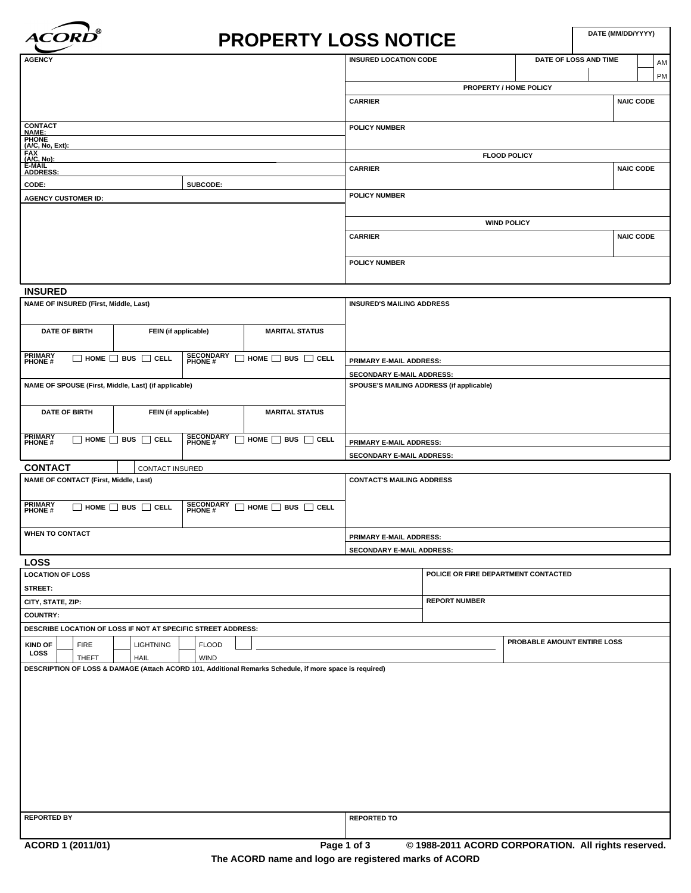# ACORD® PROPERTY LOSS NOTICE

| DATE (MM/DD/YYYY) |
|---|
| |

| AGENCY | INSURED LOCATION CODE | DATE OF LOSS AND TIME | AM / PM |
|---|---|---|---|
| | | | |

| CONTACT NAME: | |
|---|---|
| PHONE (A/C, No, Ext): | |
| FAX (A/C, No): | |
| E-MAIL ADDRESS: | |
| CODE: | SUBCODE: |
| AGENCY CUSTOMER ID: | |

**PROPERTY / HOME POLICY**

| CARRIER | NAIC CODE |
|---|---|
| | |
| POLICY NUMBER | |

**FLOOD POLICY**

| CARRIER | NAIC CODE |
|---|---|
| | |
| POLICY NUMBER | |

**WIND POLICY**

| CARRIER | NAIC CODE |
|---|---|
| | |
| POLICY NUMBER | |

## INSURED

| NAME OF INSURED (First, Middle, Last) | | | INSURED'S MAILING ADDRESS |
|---|---|---|---|
| DATE OF BIRTH | FEIN (if applicable) | MARITAL STATUS | |
| PRIMARY PHONE # ☐ HOME ☐ BUS ☐ CELL | SECONDARY PHONE # ☐ HOME ☐ BUS ☐ CELL | | PRIMARY E-MAIL ADDRESS: |
| | | | SECONDARY E-MAIL ADDRESS: |
| NAME OF SPOUSE (First, Middle, Last) (if applicable) | | | SPOUSE'S MAILING ADDRESS (if applicable) |
| DATE OF BIRTH | FEIN (if applicable) | MARITAL STATUS | |
| PRIMARY PHONE # ☐ HOME ☐ BUS ☐ CELL | SECONDARY PHONE # ☐ HOME ☐ BUS ☐ CELL | | PRIMARY E-MAIL ADDRESS: |
| | | | SECONDARY E-MAIL ADDRESS: |

## CONTACT

☐ CONTACT INSURED

| NAME OF CONTACT (First, Middle, Last) | | CONTACT'S MAILING ADDRESS |
|---|---|---|
| PRIMARY PHONE # ☐ HOME ☐ BUS ☐ CELL | SECONDARY PHONE # ☐ HOME ☐ BUS ☐ CELL | |
| WHEN TO CONTACT | | PRIMARY E-MAIL ADDRESS: |
| | | SECONDARY E-MAIL ADDRESS: |

## LOSS

| LOCATION OF LOSS | POLICE OR FIRE DEPARTMENT CONTACTED |
|---|---|
| STREET: | |
| CITY, STATE, ZIP: | REPORT NUMBER |
| COUNTRY: | |
| DESCRIBE LOCATION OF LOSS IF NOT AT SPECIFIC STREET ADDRESS: | |

| KIND OF LOSS | ☐ FIRE | ☐ LIGHTNING | ☐ FLOOD | ☐ ______ | PROBABLE AMOUNT ENTIRE LOSS |
|---|---|---|---|---|---|
| | ☐ THEFT | ☐ HAIL | ☐ WIND | | |

DESCRIPTION OF LOSS & DAMAGE (Attach ACORD 101, Additional Remarks Schedule, if more space is required)

| REPORTED BY | REPORTED TO |
|---|---|
| | |

ACORD 1 (2011/01)

© 1988-2011 ACORD CORPORATION. All rights reserved.

The ACORD name and logo are registered marks of ACORD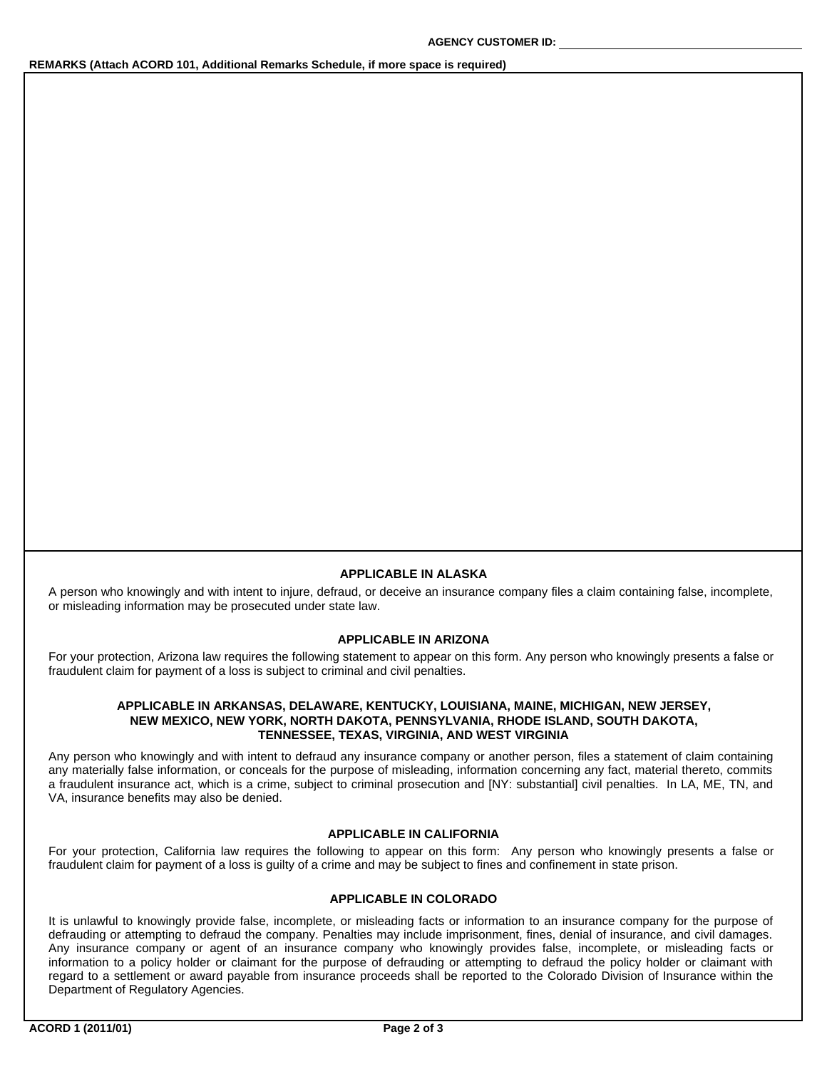AGENCY CUSTOMER ID: ______________________

**REMARKS (Attach ACORD 101, Additional Remarks Schedule, if more space is required)**

### APPLICABLE IN ALASKA

A person who knowingly and with intent to injure, defraud, or deceive an insurance company files a claim containing false, incomplete, or misleading information may be prosecuted under state law.

### APPLICABLE IN ARIZONA

For your protection, Arizona law requires the following statement to appear on this form. Any person who knowingly presents a false or fraudulent claim for payment of a loss is subject to criminal and civil penalties.

### APPLICABLE IN ARKANSAS, DELAWARE, KENTUCKY, LOUISIANA, MAINE, MICHIGAN, NEW JERSEY, NEW MEXICO, NEW YORK, NORTH DAKOTA, PENNSYLVANIA, RHODE ISLAND, SOUTH DAKOTA, TENNESSEE, TEXAS, VIRGINIA, AND WEST VIRGINIA

Any person who knowingly and with intent to defraud any insurance company or another person, files a statement of claim containing any materially false information, or conceals for the purpose of misleading, information concerning any fact, material thereto, commits a fraudulent insurance act, which is a crime, subject to criminal prosecution and [NY: substantial] civil penalties. In LA, ME, TN, and VA, insurance benefits may also be denied.

### APPLICABLE IN CALIFORNIA

For your protection, California law requires the following to appear on this form: Any person who knowingly presents a false or fraudulent claim for payment of a loss is guilty of a crime and may be subject to fines and confinement in state prison.

### APPLICABLE IN COLORADO

It is unlawful to knowingly provide false, incomplete, or misleading facts or information to an insurance company for the purpose of defrauding or attempting to defraud the company. Penalties may include imprisonment, fines, denial of insurance, and civil damages. Any insurance company or agent of an insurance company who knowingly provides false, incomplete, or misleading facts or information to a policy holder or claimant for the purpose of defrauding or attempting to defraud the policy holder or claimant with regard to a settlement or award payable from insurance proceeds shall be reported to the Colorado Division of Insurance within the Department of Regulatory Agencies.

ACORD 1 (2011/01)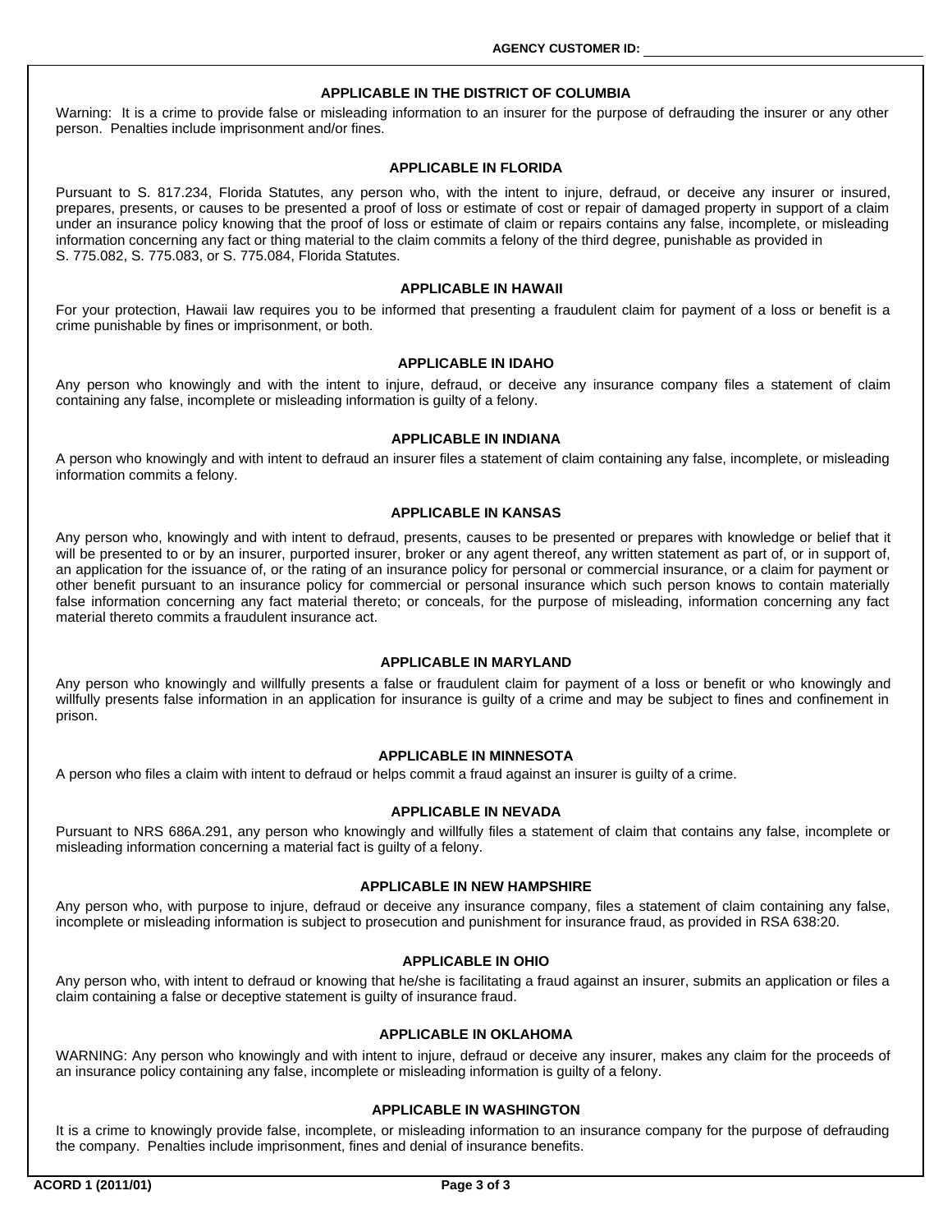AGENCY CUSTOMER ID: ____________________

### APPLICABLE IN THE DISTRICT OF COLUMBIA

Warning: It is a crime to provide false or misleading information to an insurer for the purpose of defrauding the insurer or any other person. Penalties include imprisonment and/or fines.

### APPLICABLE IN FLORIDA

Pursuant to S. 817.234, Florida Statutes, any person who, with the intent to injure, defraud, or deceive any insurer or insured, prepares, presents, or causes to be presented a proof of loss or estimate of cost or repair of damaged property in support of a claim under an insurance policy knowing that the proof of loss or estimate of claim or repairs contains any false, incomplete, or misleading information concerning any fact or thing material to the claim commits a felony of the third degree, punishable as provided in S. 775.082, S. 775.083, or S. 775.084, Florida Statutes.

### APPLICABLE IN HAWAII

For your protection, Hawaii law requires you to be informed that presenting a fraudulent claim for payment of a loss or benefit is a crime punishable by fines or imprisonment, or both.

### APPLICABLE IN IDAHO

Any person who knowingly and with the intent to injure, defraud, or deceive any insurance company files a statement of claim containing any false, incomplete or misleading information is guilty of a felony.

### APPLICABLE IN INDIANA

A person who knowingly and with intent to defraud an insurer files a statement of claim containing any false, incomplete, or misleading information commits a felony.

### APPLICABLE IN KANSAS

Any person who, knowingly and with intent to defraud, presents, causes to be presented or prepares with knowledge or belief that it will be presented to or by an insurer, purported insurer, broker or any agent thereof, any written statement as part of, or in support of, an application for the issuance of, or the rating of an insurance policy for personal or commercial insurance, or a claim for payment or other benefit pursuant to an insurance policy for commercial or personal insurance which such person knows to contain materially false information concerning any fact material thereto; or conceals, for the purpose of misleading, information concerning any fact material thereto commits a fraudulent insurance act.

### APPLICABLE IN MARYLAND

Any person who knowingly and willfully presents a false or fraudulent claim for payment of a loss or benefit or who knowingly and willfully presents false information in an application for insurance is guilty of a crime and may be subject to fines and confinement in prison.

### APPLICABLE IN MINNESOTA

A person who files a claim with intent to defraud or helps commit a fraud against an insurer is guilty of a crime.

### APPLICABLE IN NEVADA

Pursuant to NRS 686A.291, any person who knowingly and willfully files a statement of claim that contains any false, incomplete or misleading information concerning a material fact is guilty of a felony.

### APPLICABLE IN NEW HAMPSHIRE

Any person who, with purpose to injure, defraud or deceive any insurance company, files a statement of claim containing any false, incomplete or misleading information is subject to prosecution and punishment for insurance fraud, as provided in RSA 638:20.

### APPLICABLE IN OHIO

Any person who, with intent to defraud or knowing that he/she is facilitating a fraud against an insurer, submits an application or files a claim containing a false or deceptive statement is guilty of insurance fraud.

### APPLICABLE IN OKLAHOMA

WARNING: Any person who knowingly and with intent to injure, defraud or deceive any insurer, makes any claim for the proceeds of an insurance policy containing any false, incomplete or misleading information is guilty of a felony.

### APPLICABLE IN WASHINGTON

It is a crime to knowingly provide false, incomplete, or misleading information to an insurance company for the purpose of defrauding the company. Penalties include imprisonment, fines and denial of insurance benefits.

ACORD 1 (2011/01)